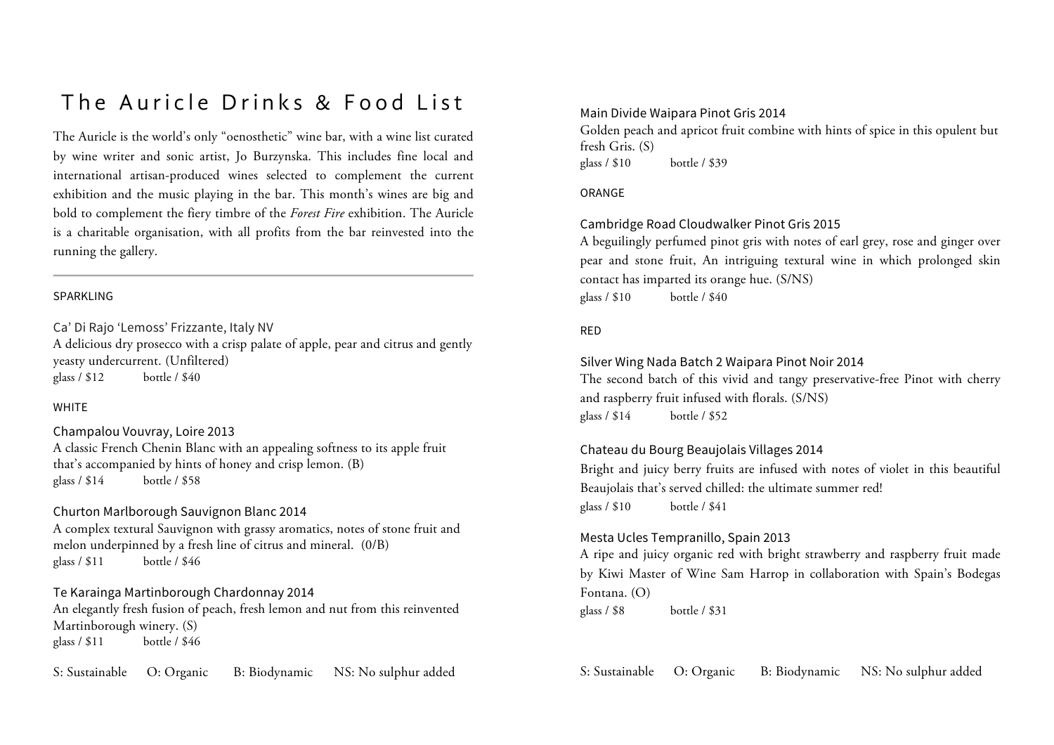# The Auricle Drinks & Food List

The Auricle is the world's only "oenosthetic" wine bar, with a wine list curated by wine writer and sonic artist, Jo Burzynska. This includes fine local and international artisan-produced wines selected to complement the current exhibition and the music playing in the bar. This month's wines are big and bold to complement the fiery timbre of the *Forest Fire* exhibition. The Auricle is a charitable organisation, with all profits from the bar reinvested into the running the gallery.

---

## SPARKLING

### Ca' Di Rajo 'Lemoss' Frizzante, Italy NV

A delicious dry prosecco with a crisp palate of apple, pear and citrus and gently yeasty undercurrent. (Unfiltered)

glass / $12 bottle / $40

## WHITE

### Champalou Vouvray, Loire 2013

A classic French Chenin Blanc with an appealing softness to its apple fruit that's accompanied by hints of honey and crisp lemon. (B)

glass / $14 bottle / $58

### Churton Marlborough Sauvignon Blanc 2014

A complex textural Sauvignon with grassy aromatics, notes of stone fruit and melon underpinned by a fresh line of citrus and mineral. (0/B)

glass / $11 bottle / $46

### Te Karainga Martinborough Chardonnay 2014

An elegantly fresh fusion of peach, fresh lemon and nut from this reinvented Martinborough winery. (S)

glass / $11 bottle / $46

S: Sustainable O: Organic B: Biodynamic NS: No sulphur added

### Main Divide Waipara Pinot Gris 2014

Golden peach and apricot fruit combine with hints of spice in this opulent but fresh Gris. (S)

glass / $10 bottle / $39

## ORANGE

### Cambridge Road Cloudwalker Pinot Gris 2015

A beguilingly perfumed pinot gris with notes of earl grey, rose and ginger over pear and stone fruit, An intriguing textural wine in which prolonged skin contact has imparted its orange hue. (S/NS)

glass / $10 bottle / $40

## RED

### Silver Wing Nada Batch 2 Waipara Pinot Noir 2014

The second batch of this vivid and tangy preservative-free Pinot with cherry and raspberry fruit infused with florals. (S/NS)

glass / $14 bottle / $52

### Chateau du Bourg Beaujolais Villages 2014

Bright and juicy berry fruits are infused with notes of violet in this beautiful Beaujolais that's served chilled: the ultimate summer red!

glass / $10 bottle / $41

### Mesta Ucles Tempranillo, Spain 2013

A ripe and juicy organic red with bright strawberry and raspberry fruit made by Kiwi Master of Wine Sam Harrop in collaboration with Spain's Bodegas Fontana. (O)

glass / $8 bottle / $31

S: Sustainable O: Organic B: Biodynamic NS: No sulphur added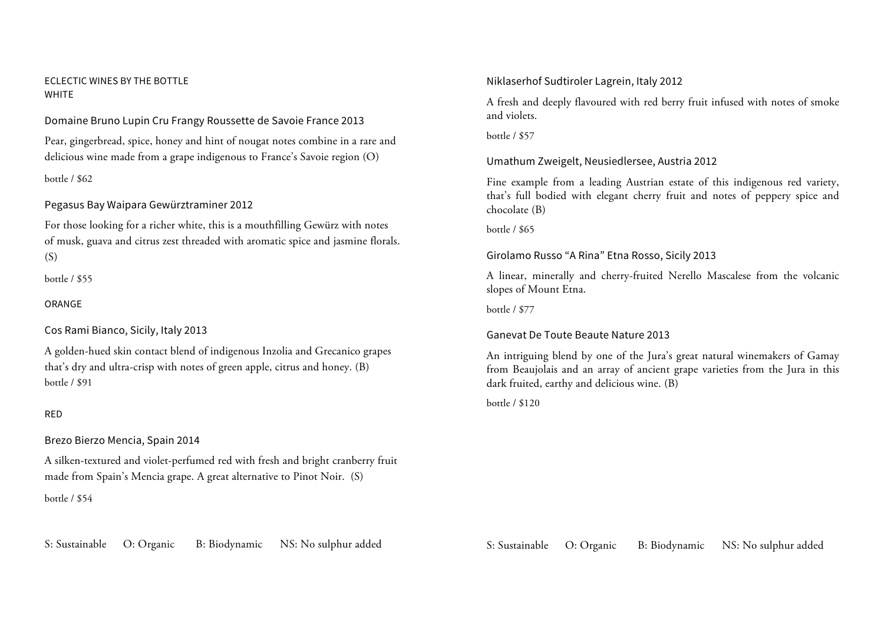ECLECTIC WINES BY THE BOTTLE

## WHITE

### Domaine Bruno Lupin Cru Frangy Roussette de Savoie France 2013

Pear, gingerbread, spice, honey and hint of nougat notes combine in a rare and delicious wine made from a grape indigenous to France's Savoie region (O)

bottle / $62

### Pegasus Bay Waipara Gewürztraminer 2012

For those looking for a richer white, this is a mouthfilling Gewürz with notes of musk, guava and citrus zest threaded with aromatic spice and jasmine florals. (S)

bottle / $55

## ORANGE

### Cos Rami Bianco, Sicily, Italy 2013

A golden-hued skin contact blend of indigenous Inzolia and Grecanico grapes that's dry and ultra-crisp with notes of green apple, citrus and honey. (B)

bottle / $91

## RED

### Brezo Bierzo Mencia, Spain 2014

A silken-textured and violet-perfumed red with fresh and bright cranberry fruit made from Spain's Mencia grape. A great alternative to Pinot Noir. (S)

bottle / $54

### Niklaserhof Sudtiroler Lagrein, Italy 2012

A fresh and deeply flavoured with red berry fruit infused with notes of smoke and violets.

bottle / $57

### Umathum Zweigelt, Neusiedlersee, Austria 2012

Fine example from a leading Austrian estate of this indigenous red variety, that's full bodied with elegant cherry fruit and notes of peppery spice and chocolate (B)

bottle / $65

### Girolamo Russo "A Rina" Etna Rosso, Sicily 2013

A linear, minerally and cherry-fruited Nerello Mascalese from the volcanic slopes of Mount Etna.

bottle / $77

### Ganevat De Toute Beaute Nature 2013

An intriguing blend by one of the Jura's great natural winemakers of Gamay from Beaujolais and an array of ancient grape varieties from the Jura in this dark fruited, earthy and delicious wine. (B)

bottle / $120

S: Sustainable O: Organic B: Biodynamic NS: No sulphur added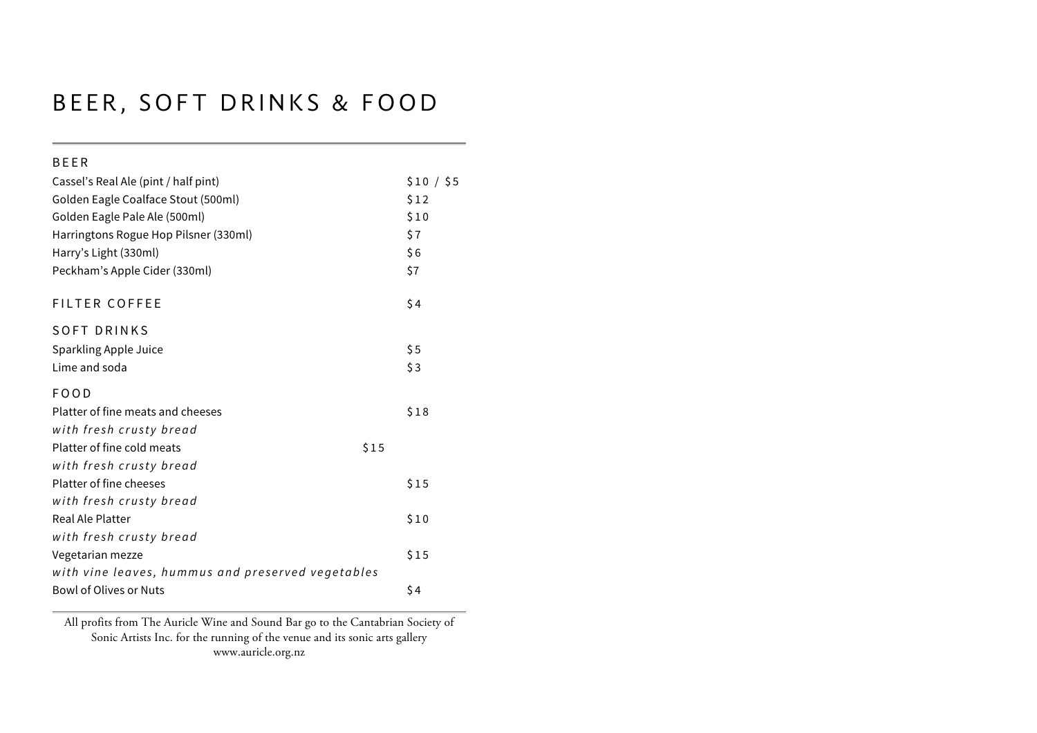# BEER, SOFT DRINKS & FOOD

## BEER

| | |
|---|---|
| Cassel's Real Ale (pint / half pint) | $10 / $5 |
| Golden Eagle Coalface Stout (500ml) | $12 |
| Golden Eagle Pale Ale (500ml) | $10 |
| Harringtons Rogue Hop Pilsner (330ml) | $7 |
| Harry's Light (330ml) | $6 |
| Peckham's Apple Cider (330ml) | $7 |

## FILTER COFFEE $4

## SOFT DRINKS

| | |
|---|---|
| Sparkling Apple Juice | $5 |
| Lime and soda | $3 |

## FOOD

| | |
|---|---|
| Platter of fine meats and cheeses<br>*with fresh crusty bread* | $18 |
| Platter of fine cold meats<br>*with fresh crusty bread* | $15 |
| Platter of fine cheeses<br>*with fresh crusty bread* | $15 |
| Real Ale Platter<br>*with fresh crusty bread* | $10 |
| Vegetarian mezze<br>*with vine leaves, hummus and preserved vegetables* | $15 |
| Bowl of Olives or Nuts | $4 |

All profits from The Auricle Wine and Sound Bar go to the Cantabrian Society of Sonic Artists Inc. for the running of the venue and its sonic arts gallery
www.auricle.org.nz